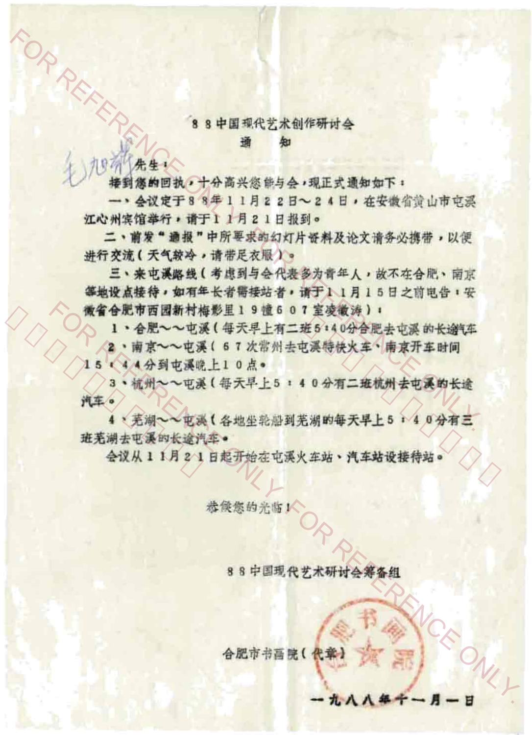# 88中国现代艺术创作研讨会

## 通　　知

毛旭辉先生：

接到您的回执，十分高兴您能与会，现正式通知如下：

一、会议定于88年11月22日～24日，在安徽省黄山市屯溪江心州宾馆举行，请于11月21日报到。

二、前发"通报"中所要求的幻灯片资料及论文请务必携带，以便进行交流（天气较冷，请带足衣服）。

三、来屯溪路线（考虑到与会代表多为青年人，故不在合肥、南京等地设点接待，如有年长者需接站者，请于11月15日之前电告：安徽省合肥市西园新村梅影里19幢607室凌徽涛）：

1、合肥～～屯溪（每天早上有二班5:40分合肥去屯溪的长途汽车

2、南京～～屯溪（67次常州去屯溪特快火车、南京开车时间15：44分到屯溪晚上10点。

3、杭州～～屯溪（每天早上5：40分有二班杭州去屯溪的长途汽车。

4、芜湖～～屯溪（各地坐轮船到芜湖的每天早上5：40分有三班芜湖去屯溪的长途汽车。

会议从11月21日起开始在屯溪火车站、汽车站设接待站。

恭候您的光临！

88中国现代艺术研讨会筹备组

合肥市书画院（代章）

一九八八年十一月一日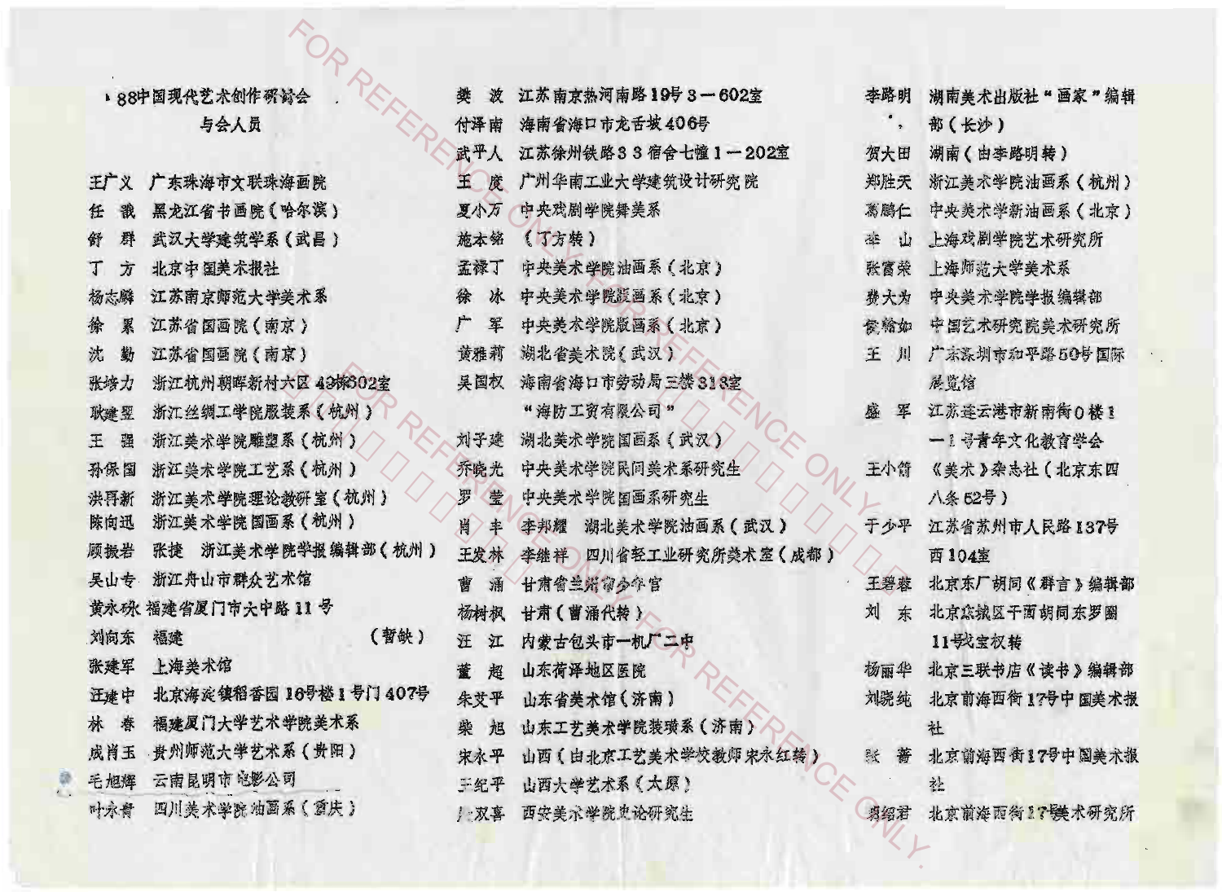## '88中国现代艺术创作研讨会与会人员

王广义　广东珠海市文联珠海画院
任　戬　黑龙江省书画院（哈尔滨）
舒　群　武汉大学建筑学系（武昌）
丁　方　北京中国美术报社
杨志麟　江苏南京师范大学美术系
徐　累　江苏省国画院（南京）
沈　勤　江苏省国画院（南京）
张培力　浙江杭州朝晖新村六区43幢302室
耿建翌　浙江丝绸工学院服装系（杭州）
王　强　浙江美术学院雕塑系（杭州）
孙保国　浙江美术学院工艺系（杭州）
洪再新　浙江美术学院理论教研室（杭州）
陈向迅　浙江美术学院国画系（杭州）
顾振岩　张捷　浙江美术学院学报编辑部（杭州）
吴山专　浙江舟山市群众艺术馆
黄永砯　福建省厦门市大中路11号
刘向东　福建　　　　　　　　　　（暂缺）
张建军　上海美术馆
汪建中　北京海淀镇稻香园16号楼1号门407号
林　春　福建厦门大学艺术学院美术系
成肖玉　贵州师范大学艺术系（贵阳）
毛旭辉　云南昆明市电影公司
叶永青　四川美术学院油画系（重庆）

樊　波　江苏南京热河南路19号3—602室
付泽南　海南省海口市龙舌坡406号
武平人　江苏徐州铁路33宿舍七幢1—202室
王　度　广州华南工业大学建筑设计研究院
夏小万　中央戏剧学院舞美系
施本铭　（丁方转）
孟禄丁　中央美术学院油画系（北京）
徐　冰　中央美术学院版画系（北京）
广　军　中央美术学院版画系（北京）
黄雅莉　湖北省美术院（武汉）
吴国权　海南省海口市劳动局三楼313室“海防工贸有限公司”
刘子建　湖北美术学院国画系（武汉）
乔晓光　中央美术学院民间美术系研究生
罗　莹　中央美术学院国画系研究生
肖　丰　李邦耀　湖北美术学院油画系（武汉）
王发林　李继祥　四川省轻工业研究所美术室（成都）
曹　涌　甘肃省兰州市少年宫
杨树枫　甘肃（曹涌代转）
汪　江　内蒙古包头市一机厂二中
董　超　山东荷泽地区医院
朱艾平　山东省美术馆（济南）
柴　旭　山东工艺美术学院装璜系（济南）
宋永平　山西（由北京工艺美术学校教师宋永红转）
于纪平　山西大学艺术系（太原）
卢双喜　西安美术学院史论研究生

李路明　湖南美术出版社“画家”编辑部（长沙）
贺大田　湖南（由李路明转）
郑胜天　浙江美术学院油画系（杭州）
葛鹏仁　中央美术学院油画系（北京）
李　山　上海戏剧学院艺术研究所
张雷荣　上海师范大学美术系
费大为　中央美术学院学报编辑部
侯瀚如　中国艺术研究院美术研究所
王　川　广东深圳市和平路50号国际展览馆
盛　军　江苏连云港市新南街0楼1—1号青年文化教育学会
王小箭　《美术》杂志社（北京东四八条52号）
于少平　江苏省苏州市人民路137号西104室
王碧慈　北京东厂胡同《群言》编辑部
刘　东　北京东城区干面胡同东罗圈11号戴宝权转
杨丽华　北京三联书店《读书》编辑部
刘晓纯　北京前海西街17号中国美术报社
张　蔷　北京前海西街17号中国美术报社
栗绍君　北京前海西街17号美术研究所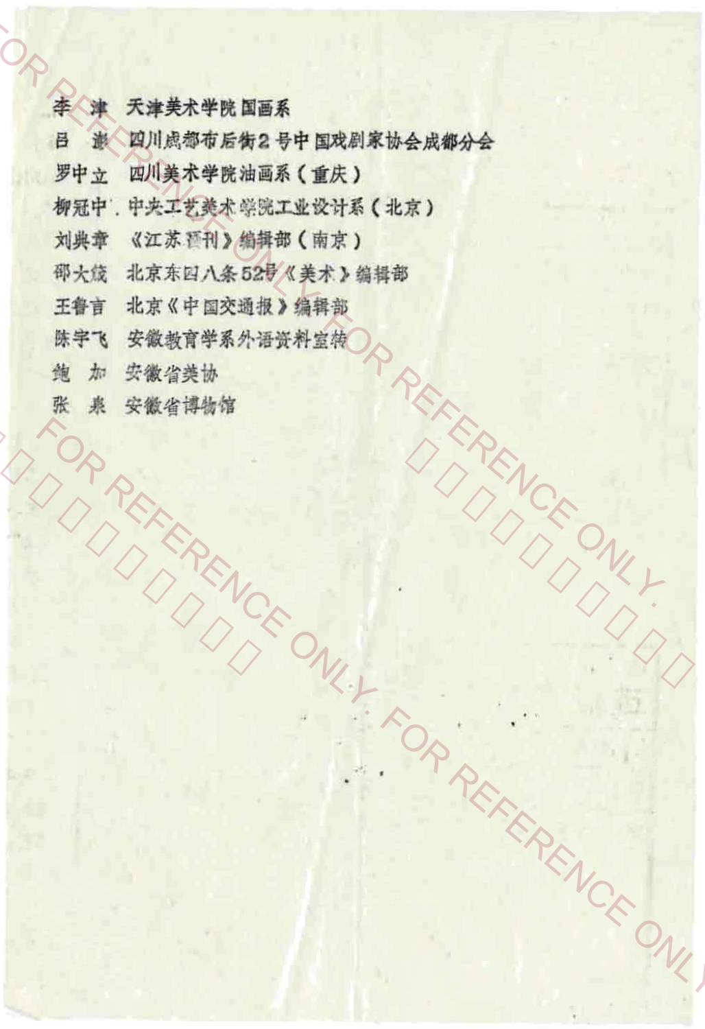李　津　天津美术学院国画系

吕　澎　四川成都市后街2号中国戏剧家协会成都分会

罗中立　四川美术学院油画系（重庆）

柳冠中　中央工艺美术学院工业设计系（北京）

刘典章　《江苏画刊》编辑部（南京）

邵大箴　北京东四八条52号《美术》编辑部

王鲁言　北京《中国交通报》编辑部

陈宇飞　安徽教育学系外语资料室转

鲍　加　安徽省美协

张　泉　安徽省博物馆